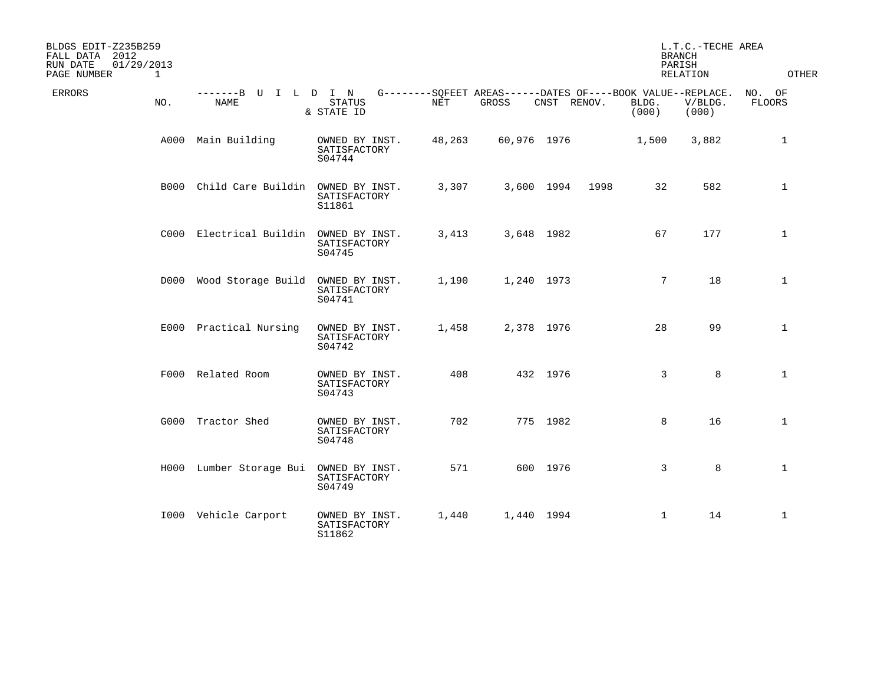BLDGS EDIT-Z235B259
FALL DATA 2012
RUN DATE 01/29/2013
PAGE NUMBER 1

L.T.C.-TECHE AREA
BRANCH
PARISH
RELATION OTHER

| ERRORS | NO. | BUILDING NAME | STATUS & STATE ID | SQFEET AREAS NET | SQFEET AREAS GROSS | DATES OF CNST | DATES OF RENOV. | BOOK VALUE BLDG. (000) | REPLACE. V/BLDG. (000) | NO. OF FLOORS |
|---|---|---|---|---|---|---|---|---|---|---|
| | A000 | Main Building | OWNED BY INST. SATISFACTORY S04744 | 48,263 | 60,976 | 1976 | | 1,500 | 3,882 | 1 |
| | B000 | Child Care Buildin | OWNED BY INST. SATISFACTORY S11861 | 3,307 | 3,600 | 1994 | 1998 | 32 | 582 | 1 |
| | C000 | Electrical Buildin | OWNED BY INST. SATISFACTORY S04745 | 3,413 | 3,648 | 1982 | | 67 | 177 | 1 |
| | D000 | Wood Storage Build | OWNED BY INST. SATISFACTORY S04741 | 1,190 | 1,240 | 1973 | | 7 | 18 | 1 |
| | E000 | Practical Nursing | OWNED BY INST. SATISFACTORY S04742 | 1,458 | 2,378 | 1976 | | 28 | 99 | 1 |
| | F000 | Related Room | OWNED BY INST. SATISFACTORY S04743 | 408 | 432 | 1976 | | 3 | 8 | 1 |
| | G000 | Tractor Shed | OWNED BY INST. SATISFACTORY S04748 | 702 | 775 | 1982 | | 8 | 16 | 1 |
| | H000 | Lumber Storage Bui | OWNED BY INST. SATISFACTORY S04749 | 571 | 600 | 1976 | | 3 | 8 | 1 |
| | I000 | Vehicle Carport | OWNED BY INST. SATISFACTORY S11862 | 1,440 | 1,440 | 1994 | | 1 | 14 | 1 |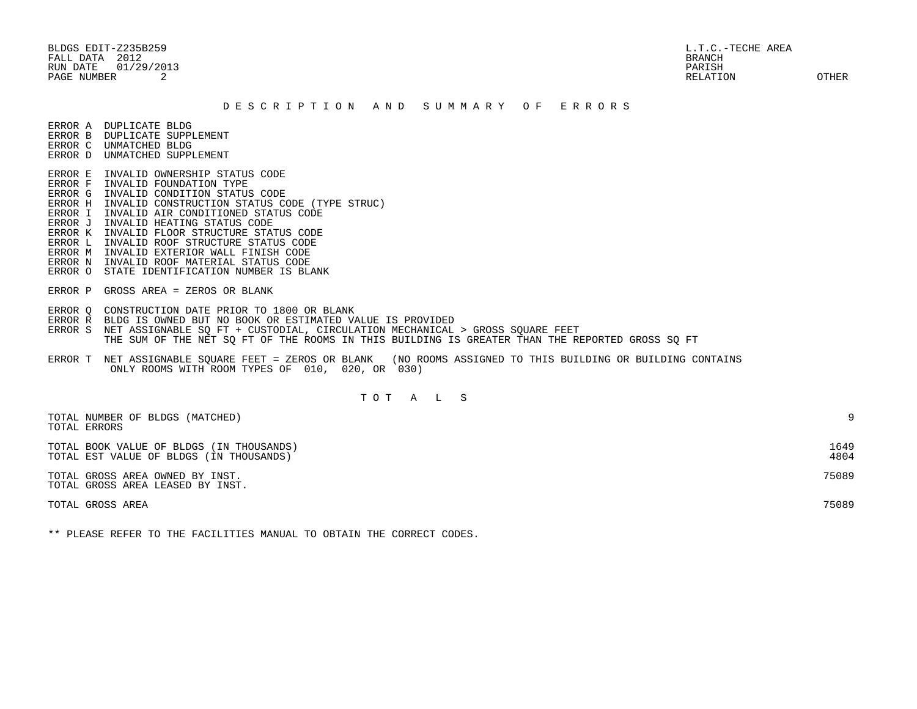BLDGS EDIT-Z235B259
FALL DATA 2012
RUN DATE 01/29/2013
PAGE NUMBER 2

L.T.C.-TECHE AREA
BRANCH
PARISH
RELATION OTHER

## D E S C R I P T I O N A N D S U M M A R Y O F E R R O R S

ERROR A DUPLICATE BLDG
ERROR B DUPLICATE SUPPLEMENT
ERROR C UNMATCHED BLDG
ERROR D UNMATCHED SUPPLEMENT

ERROR E INVALID OWNERSHIP STATUS CODE
ERROR F INVALID FOUNDATION TYPE
ERROR G INVALID CONDITION STATUS CODE
ERROR H INVALID CONSTRUCTION STATUS CODE (TYPE STRUC)
ERROR I INVALID AIR CONDITIONED STATUS CODE
ERROR J INVALID HEATING STATUS CODE
ERROR K INVALID FLOOR STRUCTURE STATUS CODE
ERROR L INVALID ROOF STRUCTURE STATUS CODE
ERROR M INVALID EXTERIOR WALL FINISH CODE
ERROR N INVALID ROOF MATERIAL STATUS CODE
ERROR O STATE IDENTIFICATION NUMBER IS BLANK

ERROR P GROSS AREA = ZEROS OR BLANK

ERROR Q CONSTRUCTION DATE PRIOR TO 1800 OR BLANK
ERROR R BLDG IS OWNED BUT NO BOOK OR ESTIMATED VALUE IS PROVIDED
ERROR S NET ASSIGNABLE SQ FT + CUSTODIAL, CIRCULATION MECHANICAL > GROSS SQUARE FEET
THE SUM OF THE NET SQ FT OF THE ROOMS IN THIS BUILDING IS GREATER THAN THE REPORTED GROSS SQ FT

ERROR T NET ASSIGNABLE SQUARE FEET = ZEROS OR BLANK (NO ROOMS ASSIGNED TO THIS BUILDING OR BUILDING CONTAINS ONLY ROOMS WITH ROOM TYPES OF 010, 020, OR 030)

## T O T A L S

| | |
|---|---|
| TOTAL NUMBER OF BLDGS (MATCHED) | 9 |
| TOTAL ERRORS | |
| TOTAL BOOK VALUE OF BLDGS (IN THOUSANDS) | 1649 |
| TOTAL EST VALUE OF BLDGS (IN THOUSANDS) | 4804 |
| TOTAL GROSS AREA OWNED BY INST. | 75089 |
| TOTAL GROSS AREA LEASED BY INST. | |
| TOTAL GROSS AREA | 75089 |

** PLEASE REFER TO THE FACILITIES MANUAL TO OBTAIN THE CORRECT CODES.